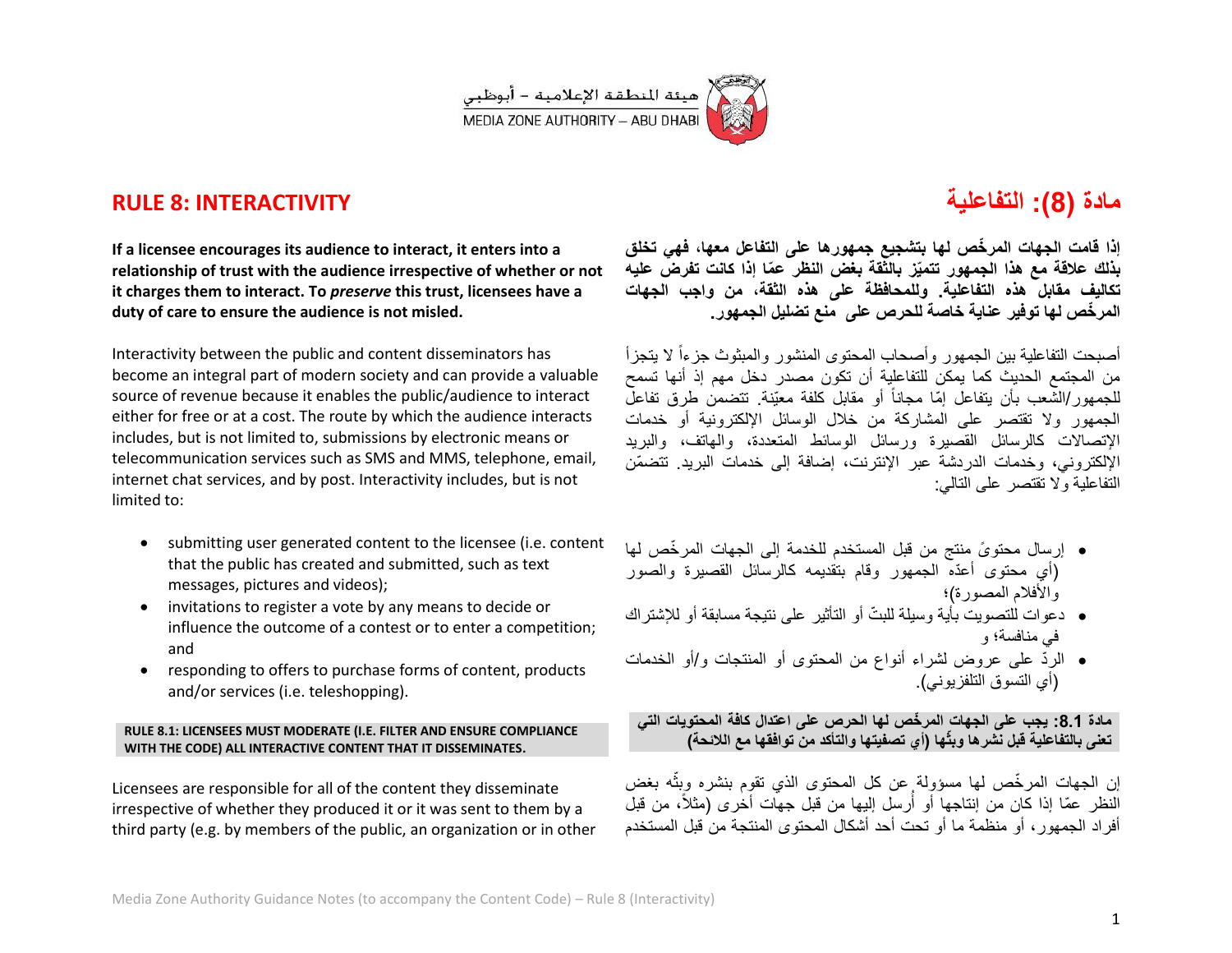هيئة المنطقة الإعلامية – أبوظبي
MEDIA ZONE AUTHORITY – ABU DHABI

## RULE 8: INTERACTIVITY

**If a licensee encourages its audience to interact, it enters into a relationship of trust with the audience irrespective of whether or not it charges them to interact. To *preserve* this trust, licensees have a duty of care to ensure the audience is not misled.**

Interactivity between the public and content disseminators has become an integral part of modern society and can provide a valuable source of revenue because it enables the public/audience to interact either for free or at a cost. The route by which the audience interacts includes, but is not limited to, submissions by electronic means or telecommunication services such as SMS and MMS, telephone, email, internet chat services, and by post. Interactivity includes, but is not limited to:

- submitting user generated content to the licensee (i.e. content that the public has created and submitted, such as text messages, pictures and videos);
- invitations to register a vote by any means to decide or influence the outcome of a contest or to enter a competition; and
- responding to offers to purchase forms of content, products and/or services (i.e. teleshopping).

**RULE 8.1: LICENSEES MUST MODERATE (I.E. FILTER AND ENSURE COMPLIANCE WITH THE CODE) ALL INTERACTIVE CONTENT THAT IT DISSEMINATES.**

Licensees are responsible for all of the content they disseminate irrespective of whether they produced it or it was sent to them by a third party (e.g. by members of the public, an organization or in other

## مادة (8): التفاعلية

**إذا قامت الجهات المرخّص لها بتشجيع جمهورها على التفاعل معها، فهي تخلق بذلك علاقة مع هذا الجمهور تتميّز بالثقة بغض النظر عمّا إذا كانت تفرض عليه تكاليف مقابل هذه التفاعلية. وللمحافظة على هذه الثقة، من واجب الجهات المرخّص لها توفير عناية خاصة للحرص على منع تضليل الجمهور.**

أصبحت التفاعلية بين الجمهور وأصحاب المحتوى المنشور والمبثوث جزءاً لا يتجزأ من المجتمع الحديث كما يمكن للتفاعلية أن تكون مصدر دخل مهم إذ أنها تسمح للجمهور/الشعب بأن يتفاعل إمّا مجاناً أو مقابل كلفة معيّنة. تتضمن طرق تفاعل الجمهور ولا تقتصر على المشاركة من خلال الوسائل الإلكترونية أو خدمات الإتصالات كالرسائل القصيرة ورسائل الوسائط المتعددة، والهاتف، والبريد الإلكتروني، وخدمات الدردشة عبر الإنترنت، إضافة إلى خدمات البريد. تتضمّن التفاعلية ولا تقتصر على التالي:

- إرسال محتوىً منتج من قبل المستخدم للخدمة إلى الجهات المرخّص لها (أي محتوى أعدّه الجمهور وقام بتقديمه كالرسائل القصيرة والصور والأفلام المصورة)؛
- دعوات للتصويت بأية وسيلة للبتّ أو التأثير على نتيجة مسابقة أو للإشتراك في منافسة؛ و
- الردّ على عروض لشراء أنواع من المحتوى أو المنتجات و/أو الخدمات (أي التسوق التلفزيوني).

**مادة 8.1: يجب على الجهات المرخّص لها الحرص على اعتدال كافة المحتويات التي تعنى بالتفاعلية قبل نشرها وبثّها (أي تصفيتها والتأكد من توافقها مع اللائحة)**

إن الجهات المرخّص لها مسؤولة عن كل المحتوى الذي تقوم بنشره وبثّه بغض النظر عمّا إذا كان من إنتاجها أو أُرسل إليها من قبل جهات أخرى (مثلاً، من قبل أفراد الجمهور، أو منظمة ما أو تحت أحد أشكال المحتوى المنتجة من قبل المستخدم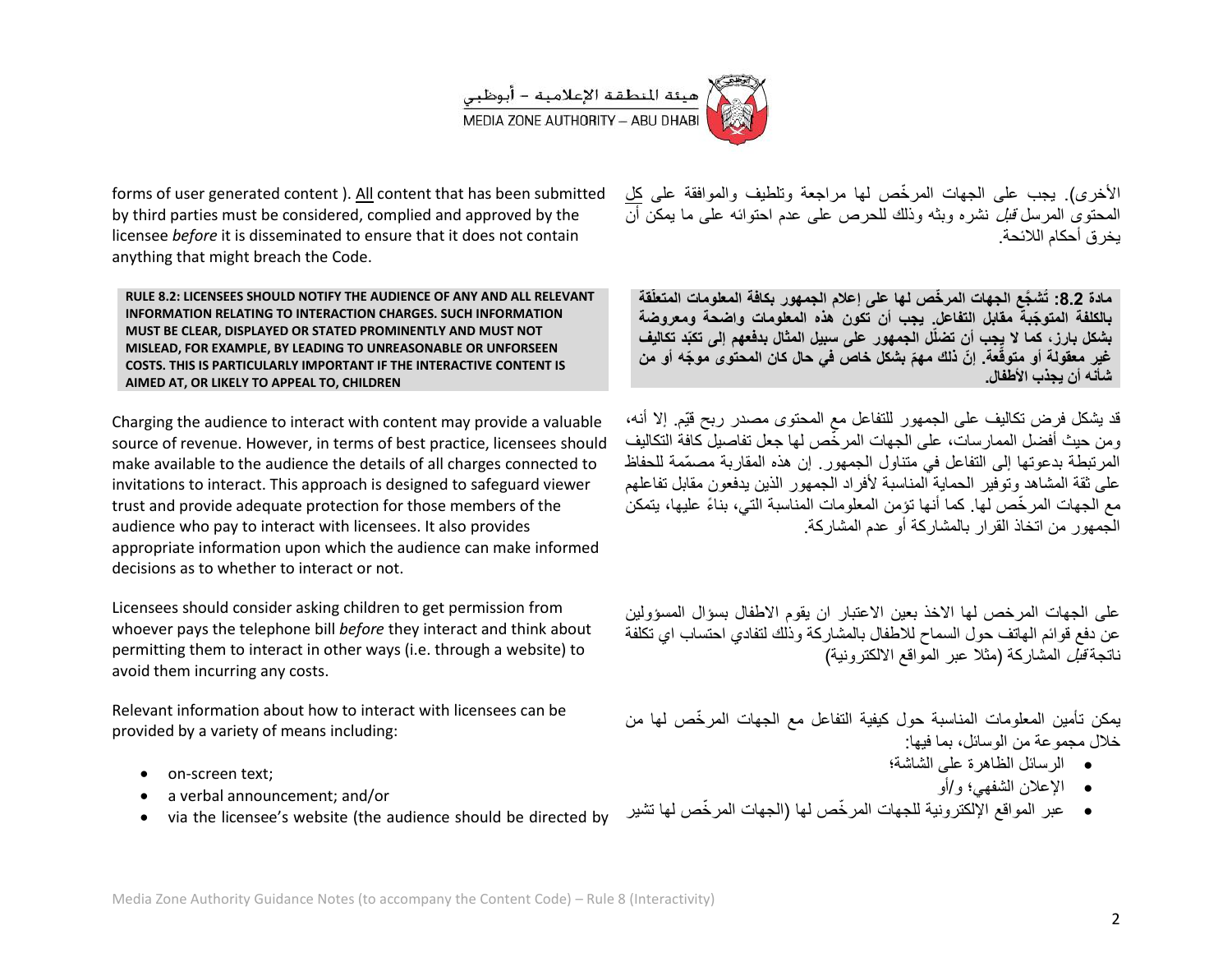forms of user generated content ). <u>All</u> content that has been submitted by third parties must be considered, complied and approved by the licensee *before* it is disseminated to ensure that it does not contain anything that might breach the Code.

الأخرى). يجب على الجهات المرخّص لها مراجعة وتلطيف والموافقة على <u>كل</u> المحتوى المرسل *قبل* نشره وبثه وذلك للحرص على عدم احتوائه على ما يمكن أن يخرق أحكام اللائحة.

**RULE 8.2: LICENSEES SHOULD NOTIFY THE AUDIENCE OF ANY AND ALL RELEVANT INFORMATION RELATING TO INTERACTION CHARGES. SUCH INFORMATION MUST BE CLEAR, DISPLAYED OR STATED PROMINENTLY AND MUST NOT MISLEAD, FOR EXAMPLE, BY LEADING TO UNREASONABLE OR UNFORSEEN COSTS. THIS IS PARTICULARLY IMPORTANT IF THE INTERACTIVE CONTENT IS AIMED AT, OR LIKELY TO APPEAL TO, CHILDREN**

**مادة 8.2: تُشجَّع الجهات المرخّص لها على إعلام الجمهور بكافة المعلومات المتعلّقة بالكلفة المتوجّبة مقابل التفاعل. يجب أن تكون هذه المعلومات واضحة ومعروضة بشكل بارز، كما لا يجب أن تضلّل الجمهور على سبيل المثال بدفعهم إلى تكبّد تكاليف غير معقولة أو متوقّعة. إنّ ذلك مهمّ بشكل خاص في حال كان المحتوى موجّه أو من شأنه أن يجذب الأطفال.**

Charging the audience to interact with content may provide a valuable source of revenue. However, in terms of best practice, licensees should make available to the audience the details of all charges connected to invitations to interact. This approach is designed to safeguard viewer trust and provide adequate protection for those members of the audience who pay to interact with licensees. It also provides appropriate information upon which the audience can make informed decisions as to whether to interact or not.

قد يشكل فرض تكاليف على الجمهور للتفاعل مع المحتوى مصدر ربح قيّم. إلا أنه، ومن حيث أفضل الممارسات، على الجهات المرخّص لها جعل تفاصيل كافة التكاليف المرتبطة بدعوتها إلى التفاعل في متناول الجمهور. إن هذه المقاربة مصمّمة للحفاظ على ثقة المشاهد وتوفير الحماية المناسبة لأفراد الجمهور الذين يدفعون مقابل تفاعلهم مع الجهات المرخّص لها. كما أنها تؤمن المعلومات المناسبة التي، بناءً عليها، يتمكن الجمهور من اتخاذ القرار بالمشاركة أو عدم المشاركة.

Licensees should consider asking children to get permission from whoever pays the telephone bill *before* they interact and think about permitting them to interact in other ways (i.e. through a website) to avoid them incurring any costs.

على الجهات المرخص لها الاخذ بعين الاعتبار ان يقوم الاطفال بسؤال المسؤولين عن دفع قوائم الهاتف حول السماح للاطفال بالمشاركة وذلك لتفادي احتساب اي تكلفة ناتجة *قبل* المشاركة (مثلا عبر المواقع الالكترونية)

Relevant information about how to interact with licensees can be provided by a variety of means including:

- on-screen text;
- a verbal announcement; and/or
- via the licensee's website (the audience should be directed by

يمكن تأمين المعلومات المناسبة حول كيفية التفاعل مع الجهات المرخّص لها من خلال مجموعة من الوسائل، بما فيها:

- الرسائل الظاهرة على الشاشة؛
- الإعلان الشفهي؛ و/أو
- عبر المواقع الإلكترونية للجهات المرخّص لها (الجهات المرخّص لها تشير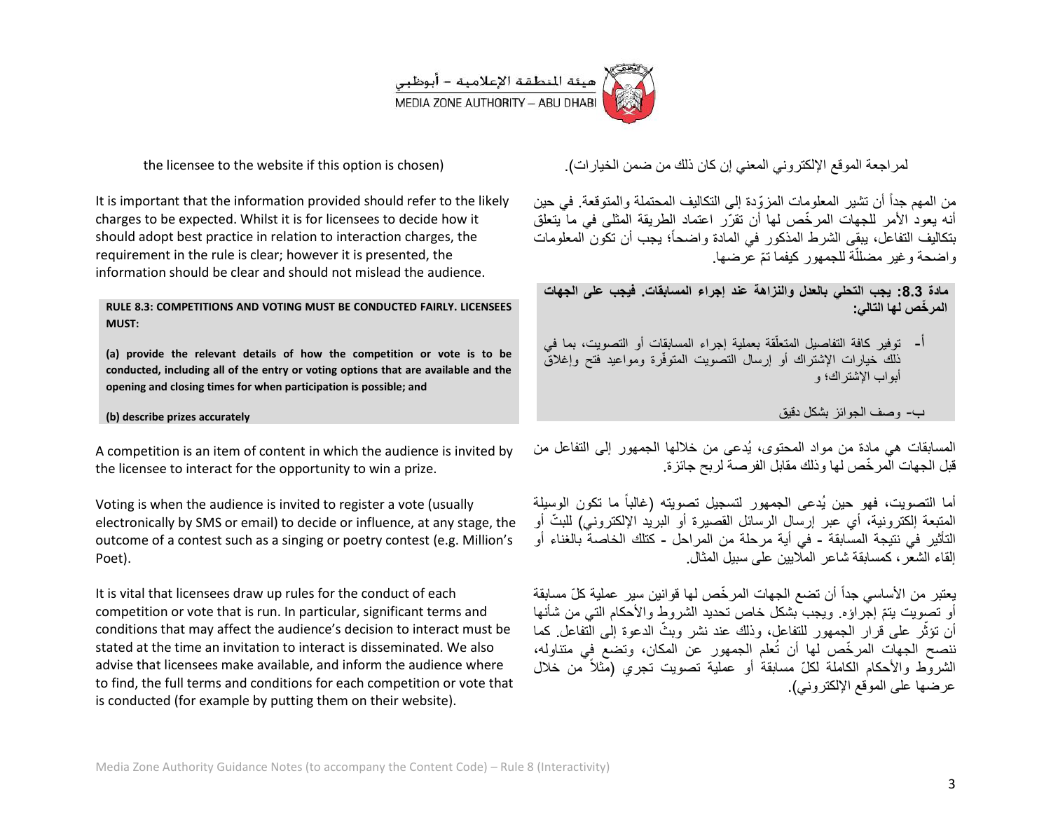the licensee to the website if this option is chosen)

لمراجعة الموقع الإلكتروني المعني إن كان ذلك من ضمن الخيارات).

It is important that the information provided should refer to the likely charges to be expected. Whilst it is for licensees to decide how it should adopt best practice in relation to interaction charges, the requirement in the rule is clear; however it is presented, the information should be clear and should not mislead the audience.

من المهم جداً أن تشير المعلومات المزوّدة إلى التكاليف المحتملة والمتوقعة. في حين أنه يعود الأمر للجهات المرخّص لها أن تقرّر اعتماد الطريقة المثلى في ما يتعلق بتكاليف التفاعل، يبقى الشرط المذكور في المادة واضحاً؛ يجب أن تكون المعلومات واضحة وغير مضلّلة للجمهور كيفما تمّ عرضها.

**RULE 8.3: COMPETITIONS AND VOTING MUST BE CONDUCTED FAIRLY. LICENSEES MUST:**

**(a) provide the relevant details of how the competition or vote is to be conducted, including all of the entry or voting options that are available and the opening and closing times for when participation is possible; and**

**(b) describe prizes accurately**

**مادة 8.3: يجب التحلي بالعدل والنزاهة عند إجراء المسابقات. فيجب على الجهات المرخّص لها التالي:**

أ- توفير كافة التفاصيل المتعلّقة بعملية إجراء المسابقات أو التصويت، بما في ذلك خيارات الإشتراك أو إرسال التصويت المتوفّرة ومواعيد فتح وإغلاق أبواب الإشتراك؛ و

ب- وصف الجوائز بشكل دقيق

A competition is an item of content in which the audience is invited by the licensee to interact for the opportunity to win a prize.

المسابقات هي مادة من مواد المحتوى، يُدعى من خلالها الجمهور إلى التفاعل من قبل الجهات المرخّص لها وذلك مقابل الفرصة لربح جائزة.

Voting is when the audience is invited to register a vote (usually electronically by SMS or email) to decide or influence, at any stage, the outcome of a contest such as a singing or poetry contest (e.g. Million's Poet).

أما التصويت، فهو حين يُدعى الجمهور لتسجيل تصويته (غالباً ما تكون الوسيلة المتبعة إلكترونية، أي عبر إرسال الرسائل القصيرة أو البريد الإلكتروني) للبتّ أو التأثير في نتيجة المسابقة - في أية مرحلة من المراحل - كتلك الخاصة بالغناء أو إلقاء الشعر، كمسابقة شاعر الملايين على سبيل المثال.

It is vital that licensees draw up rules for the conduct of each competition or vote that is run. In particular, significant terms and conditions that may affect the audience's decision to interact must be stated at the time an invitation to interact is disseminated. We also advise that licensees make available, and inform the audience where to find, the full terms and conditions for each competition or vote that is conducted (for example by putting them on their website).

يعتبر من الأساسي جداً أن تضع الجهات المرخّص لها قوانين سير عملية كلّ مسابقة أو تصويت يتمّ إجراؤه. ويجب بشكل خاص تحديد الشروط والأحكام التي من شأنها أن تؤثّر على قرار الجمهور للتفاعل، وذلك عند نشر وبثّ الدعوة إلى التفاعل. كما ننصح الجهات المرخّص لها أن تُعلم الجمهور عن المكان، وتضع في متناوله، الشروط والأحكام الكاملة لكلّ مسابقة أو عملية تصويت تجري (مثلاً من خلال عرضها على الموقع الإلكتروني).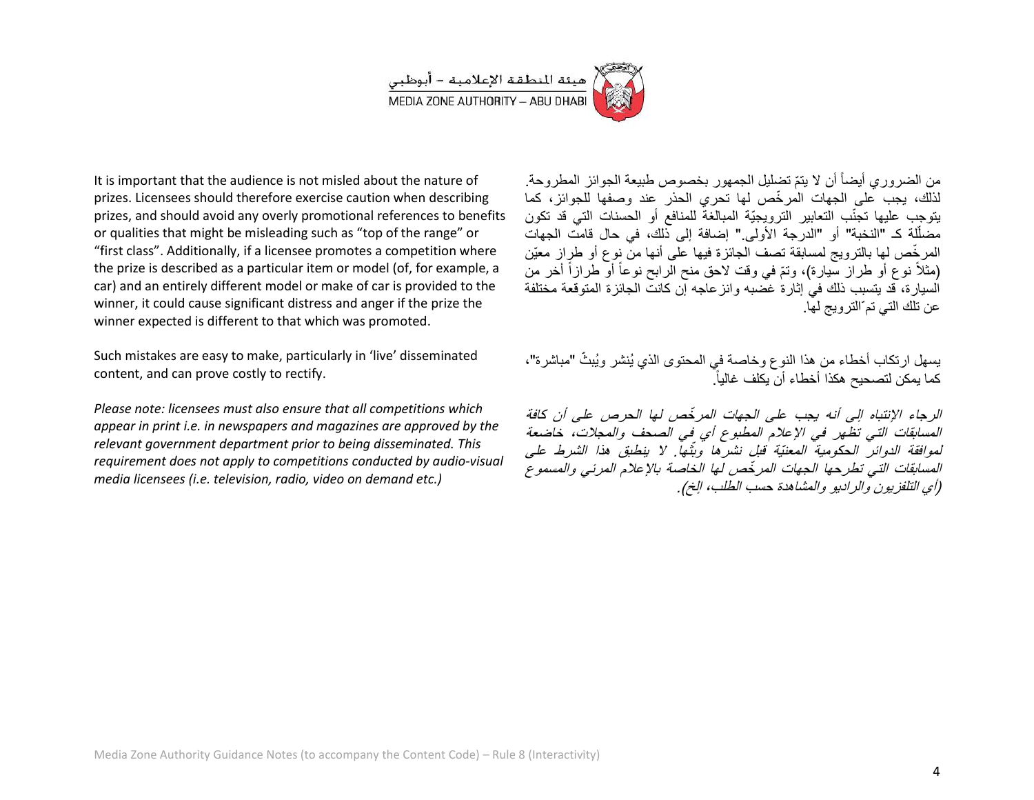It is important that the audience is not misled about the nature of prizes. Licensees should therefore exercise caution when describing prizes, and should avoid any overly promotional references to benefits or qualities that might be misleading such as “top of the range” or “first class”. Additionally, if a licensee promotes a competition where the prize is described as a particular item or model (of, for example, a car) and an entirely different model or make of car is provided to the winner, it could cause significant distress and anger if the prize the winner expected is different to that which was promoted.

من الضروري أيضاً أن لا يتمّ تضليل الجمهور بخصوص طبيعة الجوائز المطروحة. لذلك، يجب على الجهات المرخّص لها تحري الحذر عند وصفها للجوائز، كما يتوجب عليها تجنّب التعابير الترويجيّة المبالغة للمنافع أو الحسنات التي قد تكون مضلّلة كـ "النخبة" أو "الدرجة الأولى." إضافة إلى ذلك، في حال قامت الجهات المرخّص لها بالترويج لمسابقة تصف الجائزة فيها على أنها من نوع أو طراز معيّن (مثلاً نوع أو طراز سيارة)، وتمّ في وقت لاحق منح الرابح نوعاً أو طرازاً أخر من السيارة، قد يتسبب ذلك في إثارة غضبه وانزعاجه إن كانت الجائزة المتوقعة مختلفة عن تلك التي تم ّالترويج لها.

Such mistakes are easy to make, particularly in ‘live’ disseminated content, and can prove costly to rectify.

يسهل ارتكاب أخطاء من هذا النوع وخاصة في المحتوى الذي يُنشر ويُبثّ "مباشرة"، كما يمكن لتصحيح هكذا أخطاء أن يكلف غالياً.

*Please note: licensees must also ensure that all competitions which appear in print i.e. in newspapers and magazines are approved by the relevant government department prior to being disseminated. This requirement does not apply to competitions conducted by audio-visual media licensees (i.e. television, radio, video on demand etc.)*

*الرجاء الإنتباه إلى أنه يجب على الجهات المرخّص لها الحرص على أن كافة المسابقات التي تظهر في الإعلام المطبوع أي في الصحف والمجلات، خاضعة لموافقة الدوائر الحكومية المعنيّة قبل نشرها وبثّها. لا ينطبق هذا الشرط على المسابقات التي تطرحها الجهات المرخّص لها الخاصة بالإعلام المرئي والمسموع (أي التلفزيون والراديو والمشاهدة حسب الطلب، إلخ).*